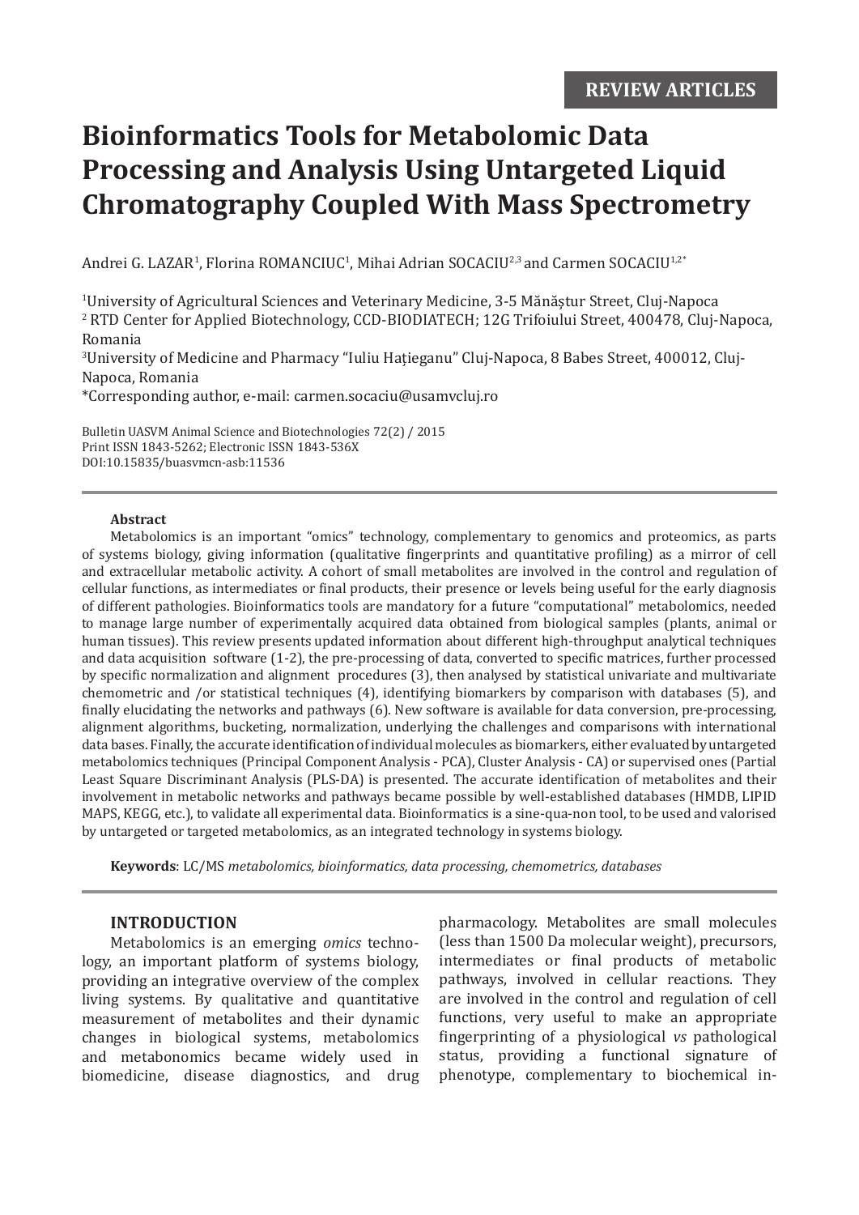REVIEW ARTICLES

# Bioinformatics Tools for Metabolomic Data Processing and Analysis Using Untargeted Liquid Chromatography Coupled With Mass Spectrometry

Andrei G. LAZAR[1], Florina ROMANCIUC[1], Mihai Adrian SOCACIU[2,3] and Carmen SOCACIU[1,2*]

[1]University of Agricultural Sciences and Veterinary Medicine, 3-5 Mănăștur Street, Cluj-Napoca
[2] RTD Center for Applied Biotechnology, CCD-BIODIATECH; 12G Trifoiului Street, 400478, Cluj-Napoca, Romania
[3]University of Medicine and Pharmacy "Iuliu Hațieganu" Cluj-Napoca, 8 Babes Street, 400012, Cluj-Napoca, Romania
*Corresponding author, e-mail: carmen.socaciu@usamvcluj.ro

Bulletin UASVM Animal Science and Biotechnologies 72(2) / 2015
Print ISSN 1843-5262; Electronic ISSN 1843-536X
DOI:10.15835/buasvmcn-asb:11536

**Abstract**

Metabolomics is an important "omics" technology, complementary to genomics and proteomics, as parts of systems biology, giving information (qualitative fingerprints and quantitative profiling) as a mirror of cell and extracellular metabolic activity. A cohort of small metabolites are involved in the control and regulation of cellular functions, as intermediates or final products, their presence or levels being useful for the early diagnosis of different pathologies. Bioinformatics tools are mandatory for a future "computational" metabolomics, needed to manage large number of experimentally acquired data obtained from biological samples (plants, animal or human tissues). This review presents updated information about different high-throughput analytical techniques and data acquisition software (1-2), the pre-processing of data, converted to specific matrices, further processed by specific normalization and alignment procedures (3), then analysed by statistical univariate and multivariate chemometric and /or statistical techniques (4), identifying biomarkers by comparison with databases (5), and finally elucidating the networks and pathways (6). New software is available for data conversion, pre-processing, alignment algorithms, bucketing, normalization, underlying the challenges and comparisons with international data bases. Finally, the accurate identification of individual molecules as biomarkers, either evaluated by untargeted metabolomics techniques (Principal Component Analysis - PCA), Cluster Analysis - CA) or supervised ones (Partial Least Square Discriminant Analysis (PLS-DA) is presented. The accurate identification of metabolites and their involvement in metabolic networks and pathways became possible by well-established databases (HMDB, LIPID MAPS, KEGG, etc.), to validate all experimental data. Bioinformatics is a sine-qua-non tool, to be used and valorised by untargeted or targeted metabolomics, as an integrated technology in systems biology.

**Keywords**: LC/MS *metabolomics, bioinformatics, data processing, chemometrics, databases*

## INTRODUCTION

Metabolomics is an emerging *omics* technology, an important platform of systems biology, providing an integrative overview of the complex living systems. By qualitative and quantitative measurement of metabolites and their dynamic changes in biological systems, metabolomics and metabonomics became widely used in biomedicine, disease diagnostics, and drug pharmacology. Metabolites are small molecules (less than 1500 Da molecular weight), precursors, intermediates or final products of metabolic pathways, involved in cellular reactions. They are involved in the control and regulation of cell functions, very useful to make an appropriate fingerprinting of a physiological *vs* pathological status, providing a functional signature of phenotype, complementary to biochemical in-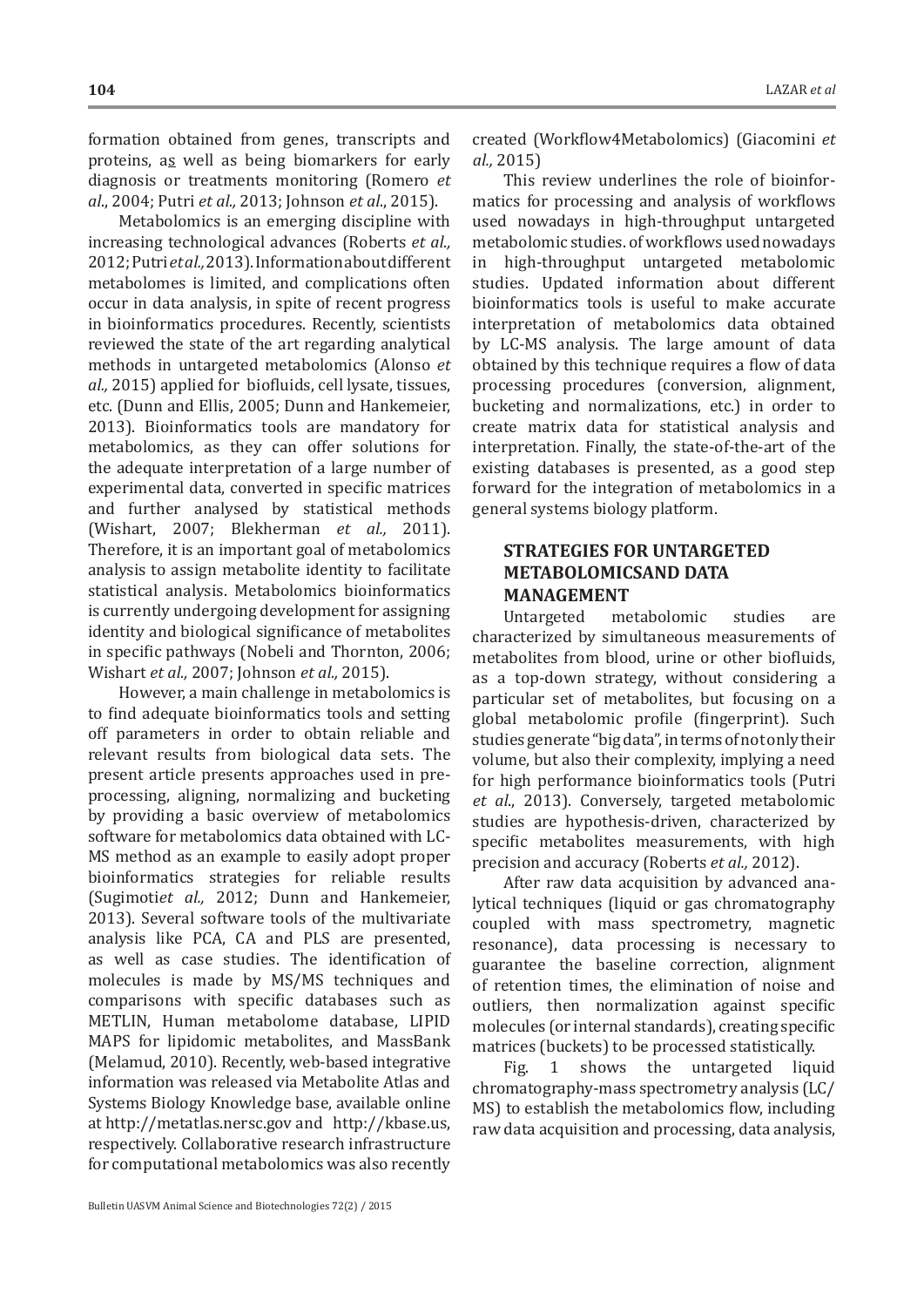formation obtained from genes, transcripts and proteins, as well as being biomarkers for early diagnosis or treatments monitoring (Romero *et al.*, 2004; Putri *et al.,* 2013; Johnson *et al.*, 2015).

Metabolomics is an emerging discipline with increasing technological advances (Roberts *et al.,* 2012; Putri *et al.,* 2013). Information about different metabolomes is limited, and complications often occur in data analysis, in spite of recent progress in bioinformatics procedures. Recently, scientists reviewed the state of the art regarding analytical methods in untargeted metabolomics (Alonso *et al.,* 2015) applied for biofluids, cell lysate, tissues, etc. (Dunn and Ellis, 2005; Dunn and Hankemeier, 2013). Bioinformatics tools are mandatory for metabolomics, as they can offer solutions for the adequate interpretation of a large number of experimental data, converted in specific matrices and further analysed by statistical methods (Wishart, 2007; Blekherman *et al.,* 2011). Therefore, it is an important goal of metabolomics analysis to assign metabolite identity to facilitate statistical analysis. Metabolomics bioinformatics is currently undergoing development for assigning identity and biological significance of metabolites in specific pathways (Nobeli and Thornton, 2006; Wishart *et al.,* 2007; Johnson *et al.,* 2015).

However, a main challenge in metabolomics is to find adequate bioinformatics tools and setting off parameters in order to obtain reliable and relevant results from biological data sets. The present article presents approaches used in pre-processing, aligning, normalizing and bucketing by providing a basic overview of metabolomics software for metabolomics data obtained with LC-MS method as an example to easily adopt proper bioinformatics strategies for reliable results (Sugimoti*et al.,* 2012; Dunn and Hankemeier, 2013). Several software tools of the multivariate analysis like PCA, CA and PLS are presented, as well as case studies. The identification of molecules is made by MS/MS techniques and comparisons with specific databases such as METLIN, Human metabolome database, LIPID MAPS for lipidomic metabolites, and MassBank (Melamud, 2010). Recently, web-based integrative information was released via Metabolite Atlas and Systems Biology Knowledge base, available online at http://metatlas.nersc.gov and http://kbase.us, respectively. Collaborative research infrastructure for computational metabolomics was also recently created (Workflow4Metabolomics) (Giacomini *et al.,* 2015)

This review underlines the role of bioinformatics for processing and analysis of workflows used nowadays in high-throughput untargeted metabolomic studies. of workflows used nowadays in high-throughput untargeted metabolomic studies. Updated information about different bioinformatics tools is useful to make accurate interpretation of metabolomics data obtained by LC-MS analysis. The large amount of data obtained by this technique requires a flow of data processing procedures (conversion, alignment, bucketing and normalizations, etc.) in order to create matrix data for statistical analysis and interpretation. Finally, the state-of-the-art of the existing databases is presented, as a good step forward for the integration of metabolomics in a general systems biology platform.

## STRATEGIES FOR UNTARGETED METABOLOMICSAND DATA MANAGEMENT

Untargeted metabolomic studies are characterized by simultaneous measurements of metabolites from blood, urine or other biofluids, as a top-down strategy, without considering a particular set of metabolites, but focusing on a global metabolomic profile (fingerprint). Such studies generate "big data", in terms of not only their volume, but also their complexity, implying a need for high performance bioinformatics tools (Putri *et al.*, 2013). Conversely, targeted metabolomic studies are hypothesis-driven, characterized by specific metabolites measurements, with high precision and accuracy (Roberts *et al.,* 2012).

After raw data acquisition by advanced analytical techniques (liquid or gas chromatography coupled with mass spectrometry, magnetic resonance), data processing is necessary to guarantee the baseline correction, alignment of retention times, the elimination of noise and outliers, then normalization against specific molecules (or internal standards), creating specific matrices (buckets) to be processed statistically.

Fig. 1 shows the untargeted liquid chromatography-mass spectrometry analysis (LC/MS) to establish the metabolomics flow, including raw data acquisition and processing, data analysis,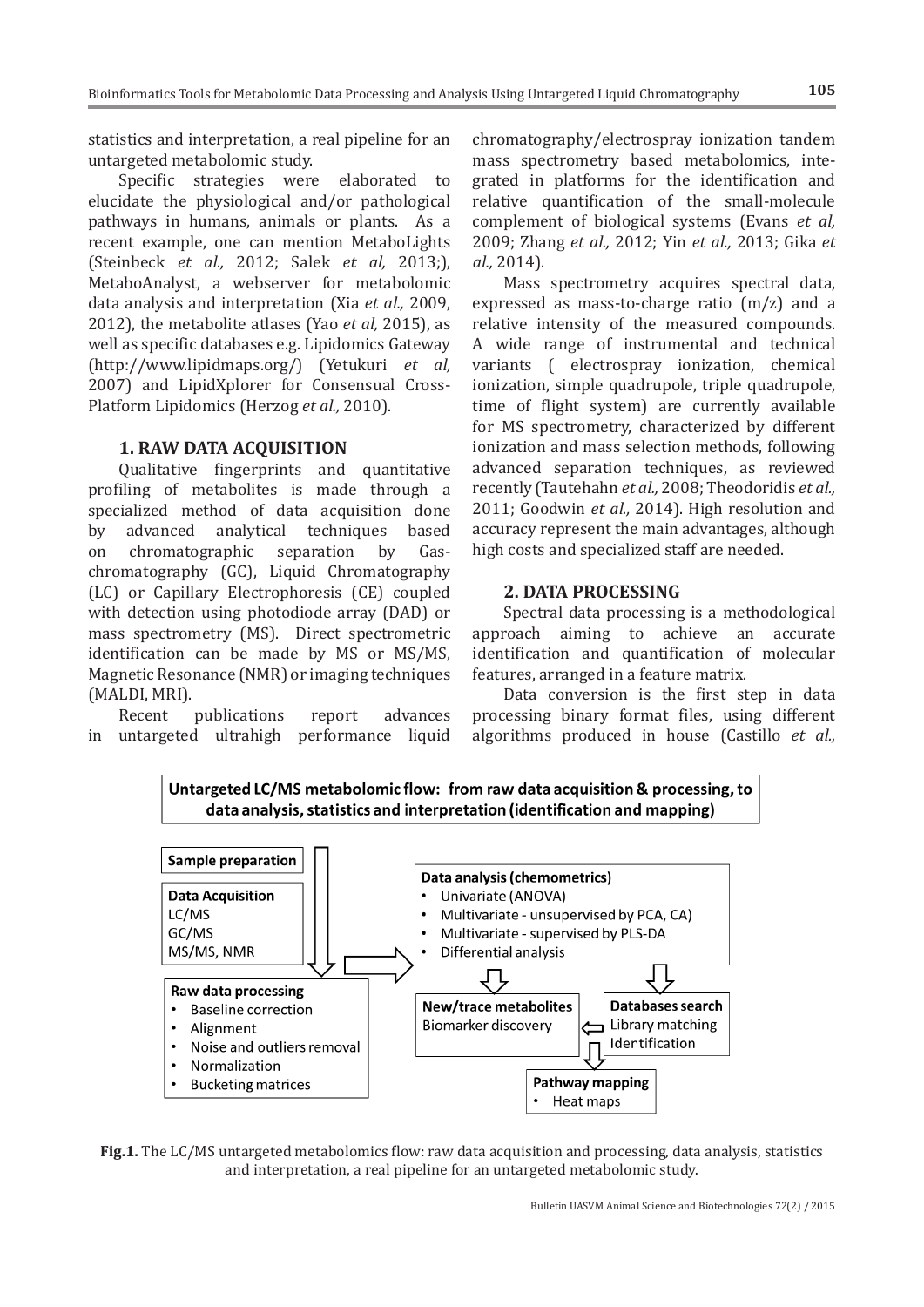statistics and interpretation, a real pipeline for an untargeted metabolomic study.

Specific strategies were elaborated to elucidate the physiological and/or pathological pathways in humans, animals or plants. As a recent example, one can mention MetaboLights (Steinbeck *et al.,* 2012; Salek *et al,* 2013;), MetaboAnalyst, a webserver for metabolomic data analysis and interpretation (Xia *et al.,* 2009, 2012), the metabolite atlases (Yao *et al,* 2015), as well as specific databases e.g. Lipidomics Gateway (http://www.lipidmaps.org/) (Yetukuri *et al,* 2007) and LipidXplorer for Consensual Cross-Platform Lipidomics (Herzog *et al.,* 2010).

## 1. RAW DATA ACQUISITION

Qualitative fingerprints and quantitative profiling of metabolites is made through a specialized method of data acquisition done by advanced analytical techniques based on chromatographic separation by Gas-chromatography (GC), Liquid Chromatography (LC) or Capillary Electrophoresis (CE) coupled with detection using photodiode array (DAD) or mass spectrometry (MS). Direct spectrometric identification can be made by MS or MS/MS, Magnetic Resonance (NMR) or imaging techniques (MALDI, MRI).

Recent publications report advances in untargeted ultrahigh performance liquid chromatography/electrospray ionization tandem mass spectrometry based metabolomics, integrated in platforms for the identification and relative quantification of the small-molecule complement of biological systems (Evans *et al,* 2009; Zhang *et al.,* 2012; Yin *et al.,* 2013; Gika *et al.,* 2014).

Mass spectrometry acquires spectral data, expressed as mass-to-charge ratio (m/z) and a relative intensity of the measured compounds. A wide range of instrumental and technical variants ( electrospray ionization, chemical ionization, simple quadrupole, triple quadrupole, time of flight system) are currently available for MS spectrometry, characterized by different ionization and mass selection methods, following advanced separation techniques, as reviewed recently (Tautehahn *et al.,* 2008; Theodoridis *et al.,* 2011; Goodwin *et al.,* 2014). High resolution and accuracy represent the main advantages, although high costs and specialized staff are needed.

## 2. DATA PROCESSING

Spectral data processing is a methodological approach aiming to achieve an accurate identification and quantification of molecular features, arranged in a feature matrix.

Data conversion is the first step in data processing binary format files, using different algorithms produced in house (Castillo *et al.,*

**Untargeted LC/MS metabolomic flow: from raw data acquisition & processing, to data analysis, statistics and interpretation (identification and mapping)**

- **Sample preparation**
- **Data Acquisition**: LC/MS; GC/MS; MS/MS, NMR
- **Raw data processing**
  - Baseline correction
  - Alignment
  - Noise and outliers removal
  - Normalization
  - Bucketing matrices
- **Data analysis (chemometrics)**
  - Univariate (ANOVA)
  - Multivariate - unsupervised by PCA, CA)
  - Multivariate - supervised by PLS-DA
  - Differential analysis
- **New/trace metabolites**: Biomarker discovery
- **Databases search**: Library matching; Identification
- **Pathway mapping**
  - Heat maps

**Fig.1.** The LC/MS untargeted metabolomics flow: raw data acquisition and processing, data analysis, statistics and interpretation, a real pipeline for an untargeted metabolomic study.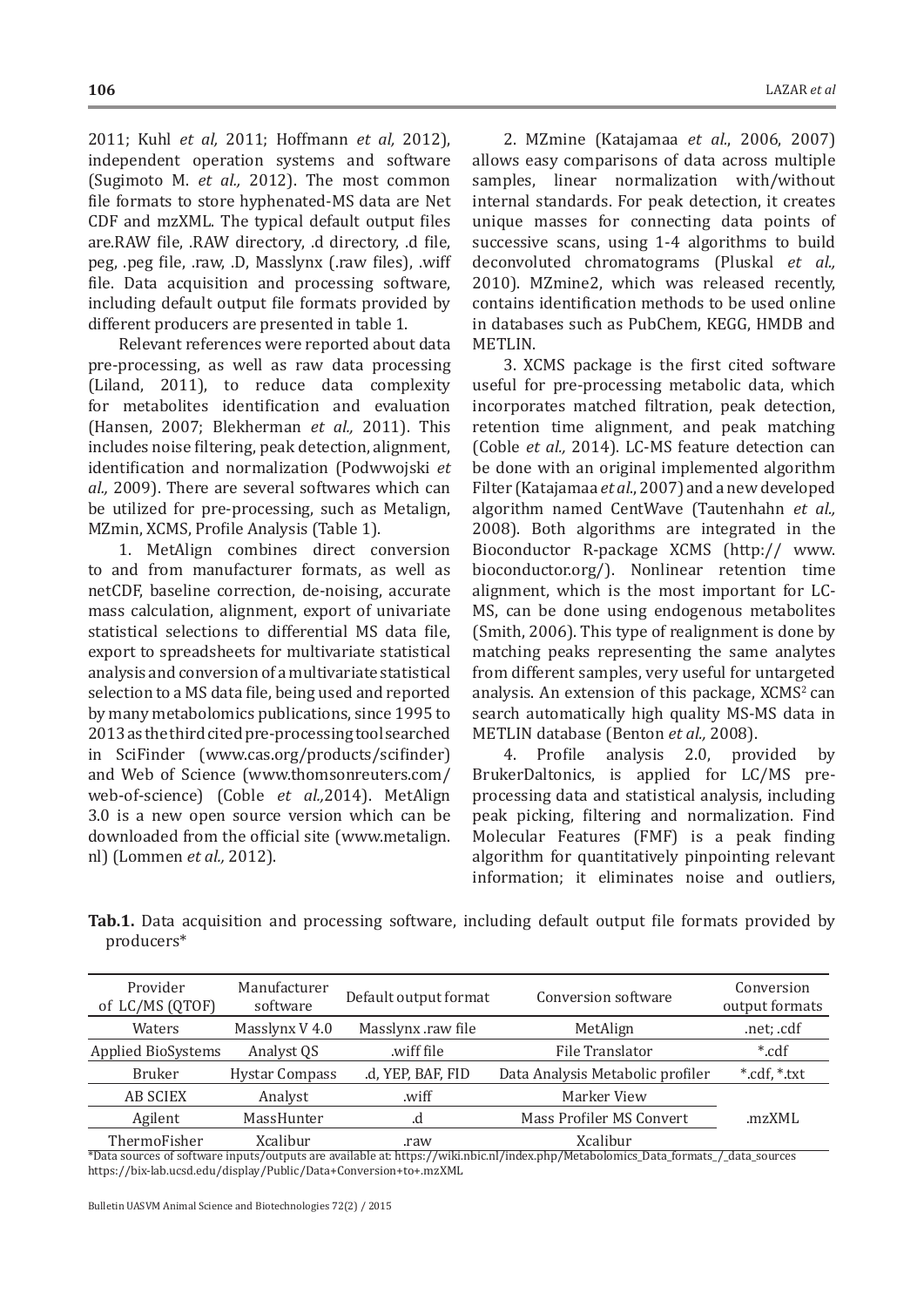2011; Kuhl *et al,* 2011; Hoffmann *et al,* 2012), independent operation systems and software (Sugimoto M. *et al.,* 2012). The most common file formats to store hyphenated-MS data are Net CDF and mzXML. The typical default output files are.RAW file, .RAW directory, .d directory, .d file, peg, .peg file, .raw, .D, Masslynx (.raw files), .wiff file. Data acquisition and processing software, including default output file formats provided by different producers are presented in table 1.

Relevant references were reported about data pre-processing, as well as raw data processing (Liland, 2011), to reduce data complexity for metabolites identification and evaluation (Hansen, 2007; Blekherman *et al.,* 2011). This includes noise filtering, peak detection, alignment, identification and normalization (Podwwojski *et al.,* 2009). There are several softwares which can be utilized for pre-processing, such as Metalign, MZmin, XCMS, Profile Analysis (Table 1).

1. MetAlign combines direct conversion to and from manufacturer formats, as well as netCDF, baseline correction, de-noising, accurate mass calculation, alignment, export of univariate statistical selections to differential MS data file, export to spreadsheets for multivariate statistical analysis and conversion of a multivariate statistical selection to a MS data file, being used and reported by many metabolomics publications, since 1995 to 2013 as the third cited pre-processing tool searched in SciFinder (www.cas.org/products/scifinder) and Web of Science (www.thomsonreuters.com/web-of-science) (Coble *et al.,*2014). MetAlign 3.0 is a new open source version which can be downloaded from the official site (www.metalign.nl) (Lommen *et al.,* 2012).

2. MZmine (Katajamaa *et al*., 2006, 2007) allows easy comparisons of data across multiple samples, linear normalization with/without internal standards. For peak detection, it creates unique masses for connecting data points of successive scans, using 1-4 algorithms to build deconvoluted chromatograms (Pluskal *et al.,* 2010). MZmine2, which was released recently, contains identification methods to be used online in databases such as PubChem, KEGG, HMDB and METLIN.

3. XCMS package is the first cited software useful for pre-processing metabolic data, which incorporates matched filtration, peak detection, retention time alignment, and peak matching (Coble *et al.,* 2014). LC-MS feature detection can be done with an original implemented algorithm Filter (Katajamaa *et al*., 2007) and a new developed algorithm named CentWave (Tautenhahn *et al.,* 2008). Both algorithms are integrated in the Bioconductor R-package XCMS (http:// www.bioconductor.org/). Nonlinear retention time alignment, which is the most important for LC-MS, can be done using endogenous metabolites (Smith, 2006). This type of realignment is done by matching peaks representing the same analytes from different samples, very useful for untargeted analysis. An extension of this package, XCMS$^2$ can search automatically high quality MS-MS data in METLIN database (Benton *et al.,* 2008).

4. Profile analysis 2.0, provided by BrukerDaltonics, is applied for LC/MS pre-processing data and statistical analysis, including peak picking, filtering and normalization. Find Molecular Features (FMF) is a peak finding algorithm for quantitatively pinpointing relevant information; it eliminates noise and outliers,

**Tab.1.** Data acquisition and processing software, including default output file formats provided by producers*

| Provider of LC/MS (QTOF) | Manufacturer software | Default output format | Conversion software | Conversion output formats |
|---|---|---|---|---|
| Waters | Masslynx V 4.0 | Masslynx .raw file | MetAlign | .net; .cdf |
| Applied BioSystems | Analyst QS | .wiff file | File Translator | *.cdf |
| Bruker | Hystar Compass | .d, YEP, BAF, FID | Data Analysis Metabolic profiler | *.cdf, *.txt |
| AB SCIEX | Analyst | .wiff | Marker View | |
| Agilent | MassHunter | .d | Mass Profiler MS Convert | .mzXML |
| ThermoFisher | Xcalibur | .raw | Xcalibur | |

*Data sources of software inputs/outputs are available at: https://wiki.nbic.nl/index.php/Metabolomics_Data_formats_/_data_sources https://bix-lab.ucsd.edu/display/Public/Data+Conversion+to+.mzXML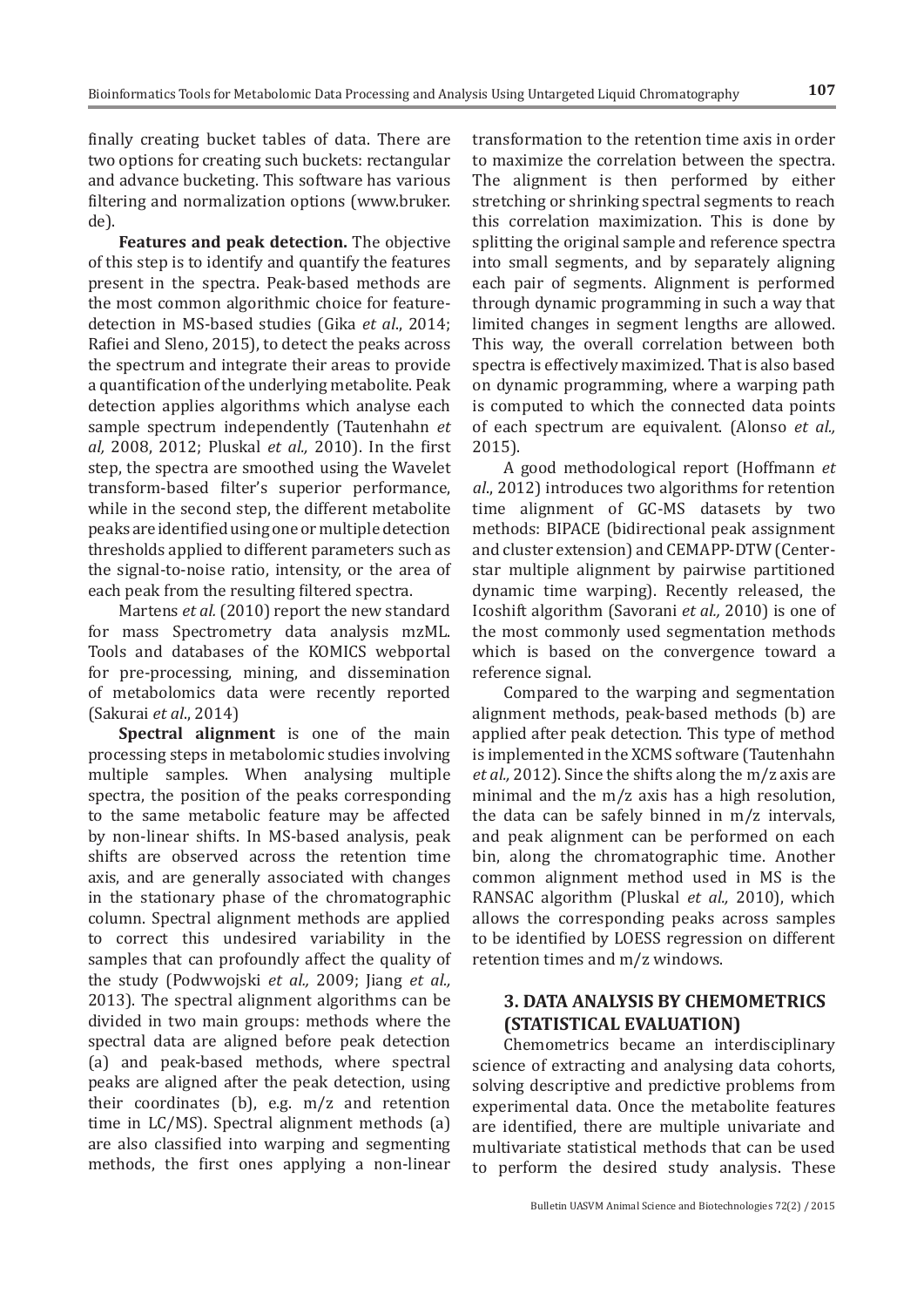finally creating bucket tables of data. There are two options for creating such buckets: rectangular and advance bucketing. This software has various filtering and normalization options (www.bruker.de).

**Features and peak detection.** The objective of this step is to identify and quantify the features present in the spectra. Peak-based methods are the most common algorithmic choice for feature-detection in MS-based studies (Gika *et al*., 2014; Rafiei and Sleno, 2015), to detect the peaks across the spectrum and integrate their areas to provide a quantification of the underlying metabolite. Peak detection applies algorithms which analyse each sample spectrum independently (Tautenhahn *et al,* 2008, 2012; Pluskal *et al.,* 2010). In the first step, the spectra are smoothed using the Wavelet transform-based filter's superior performance, while in the second step, the different metabolite peaks are identified using one or multiple detection thresholds applied to different parameters such as the signal-to-noise ratio, intensity, or the area of each peak from the resulting filtered spectra.

Martens *et al.* (2010) report the new standard for mass Spectrometry data analysis mzML. Tools and databases of the KOMICS webportal for pre-processing, mining, and dissemination of metabolomics data were recently reported (Sakurai *et al*., 2014)

**Spectral alignment** is one of the main processing steps in metabolomic studies involving multiple samples. When analysing multiple spectra, the position of the peaks corresponding to the same metabolic feature may be affected by non-linear shifts. In MS-based analysis, peak shifts are observed across the retention time axis, and are generally associated with changes in the stationary phase of the chromatographic column. Spectral alignment methods are applied to correct this undesired variability in the samples that can profoundly affect the quality of the study (Podwwojski *et al.,* 2009; Jiang *et al.,* 2013). The spectral alignment algorithms can be divided in two main groups: methods where the spectral data are aligned before peak detection (a) and peak-based methods, where spectral peaks are aligned after the peak detection, using their coordinates (b), e.g. m/z and retention time in LC/MS). Spectral alignment methods (a) are also classified into warping and segmenting methods, the first ones applying a non-linear transformation to the retention time axis in order to maximize the correlation between the spectra. The alignment is then performed by either stretching or shrinking spectral segments to reach this correlation maximization. This is done by splitting the original sample and reference spectra into small segments, and by separately aligning each pair of segments. Alignment is performed through dynamic programming in such a way that limited changes in segment lengths are allowed. This way, the overall correlation between both spectra is effectively maximized. That is also based on dynamic programming, where a warping path is computed to which the connected data points of each spectrum are equivalent. (Alonso *et al.,* 2015).

A good methodological report (Hoffmann *et al*., 2012) introduces two algorithms for retention time alignment of GC-MS datasets by two methods: BIPACE (bidirectional peak assignment and cluster extension) and CEMAPP-DTW (Center-star multiple alignment by pairwise partitioned dynamic time warping). Recently released, the Icoshift algorithm (Savorani *et al.,* 2010) is one of the most commonly used segmentation methods which is based on the convergence toward a reference signal.

Compared to the warping and segmentation alignment methods, peak-based methods (b) are applied after peak detection. This type of method is implemented in the XCMS software (Tautenhahn *et al.,* 2012). Since the shifts along the m/z axis are minimal and the m/z axis has a high resolution, the data can be safely binned in m/z intervals, and peak alignment can be performed on each bin, along the chromatographic time. Another common alignment method used in MS is the RANSAC algorithm (Pluskal *et al.,* 2010), which allows the corresponding peaks across samples to be identified by LOESS regression on different retention times and m/z windows.

## 3. DATA ANALYSIS BY CHEMOMETRICS (STATISTICAL EVALUATION)

Chemometrics became an interdisciplinary science of extracting and analysing data cohorts, solving descriptive and predictive problems from experimental data. Once the metabolite features are identified, there are multiple univariate and multivariate statistical methods that can be used to perform the desired study analysis. These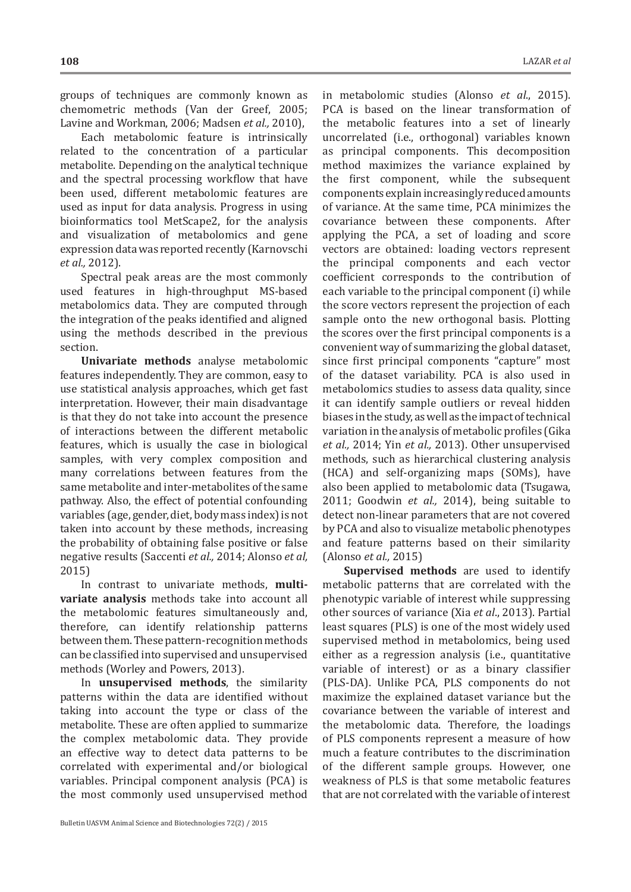groups of techniques are commonly known as chemometric methods (Van der Greef, 2005; Lavine and Workman, 2006; Madsen *et al.,* 2010),

Each metabolomic feature is intrinsically related to the concentration of a particular metabolite. Depending on the analytical technique and the spectral processing workflow that have been used, different metabolomic features are used as input for data analysis. Progress in using bioinformatics tool MetScape2, for the analysis and visualization of metabolomics and gene expression data was reported recently (Karnovschi *et al.,* 2012).

Spectral peak areas are the most commonly used features in high-throughput MS-based metabolomics data. They are computed through the integration of the peaks identified and aligned using the methods described in the previous section.

**Univariate methods** analyse metabolomic features independently. They are common, easy to use statistical analysis approaches, which get fast interpretation. However, their main disadvantage is that they do not take into account the presence of interactions between the different metabolic features, which is usually the case in biological samples, with very complex composition and many correlations between features from the same metabolite and inter-metabolites of the same pathway. Also, the effect of potential confounding variables (age, gender, diet, body mass index) is not taken into account by these methods, increasing the probability of obtaining false positive or false negative results (Saccenti *et al.,* 2014; Alonso *et al,* 2015)

In contrast to univariate methods, **multi-variate analysis** methods take into account all the metabolomic features simultaneously and, therefore, can identify relationship patterns between them. These pattern-recognition methods can be classified into supervised and unsupervised methods (Worley and Powers, 2013).

In **unsupervised methods**, the similarity patterns within the data are identified without taking into account the type or class of the metabolite. These are often applied to summarize the complex metabolomic data. They provide an effective way to detect data patterns to be correlated with experimental and/or biological variables. Principal component analysis (PCA) is the most commonly used unsupervised method in metabolomic studies (Alonso *et al*., 2015). PCA is based on the linear transformation of the metabolic features into a set of linearly uncorrelated (i.e., orthogonal) variables known as principal components. This decomposition method maximizes the variance explained by the first component, while the subsequent components explain increasingly reduced amounts of variance. At the same time, PCA minimizes the covariance between these components. After applying the PCA, a set of loading and score vectors are obtained: loading vectors represent the principal components and each vector coefficient corresponds to the contribution of each variable to the principal component (i) while the score vectors represent the projection of each sample onto the new orthogonal basis. Plotting the scores over the first principal components is a convenient way of summarizing the global dataset, since first principal components "capture" most of the dataset variability. PCA is also used in metabolomics studies to assess data quality, since it can identify sample outliers or reveal hidden biases in the study, as well as the impact of technical variation in the analysis of metabolic profiles (Gika *et al.,* 2014; Yin *et al.,* 2013). Other unsupervised methods, such as hierarchical clustering analysis (HCA) and self-organizing maps (SOMs), have also been applied to metabolomic data (Tsugawa, 2011; Goodwin *et al.,* 2014), being suitable to detect non-linear parameters that are not covered by PCA and also to visualize metabolic phenotypes and feature patterns based on their similarity (Alonso *et al.,* 2015)

**Supervised methods** are used to identify metabolic patterns that are correlated with the phenotypic variable of interest while suppressing other sources of variance (Xia *et al*., 2013). Partial least squares (PLS) is one of the most widely used supervised method in metabolomics, being used either as a regression analysis (i.e., quantitative variable of interest) or as a binary classifier (PLS-DA). Unlike PCA, PLS components do not maximize the explained dataset variance but the covariance between the variable of interest and the metabolomic data. Therefore, the loadings of PLS components represent a measure of how much a feature contributes to the discrimination of the different sample groups. However, one weakness of PLS is that some metabolic features that are not correlated with the variable of interest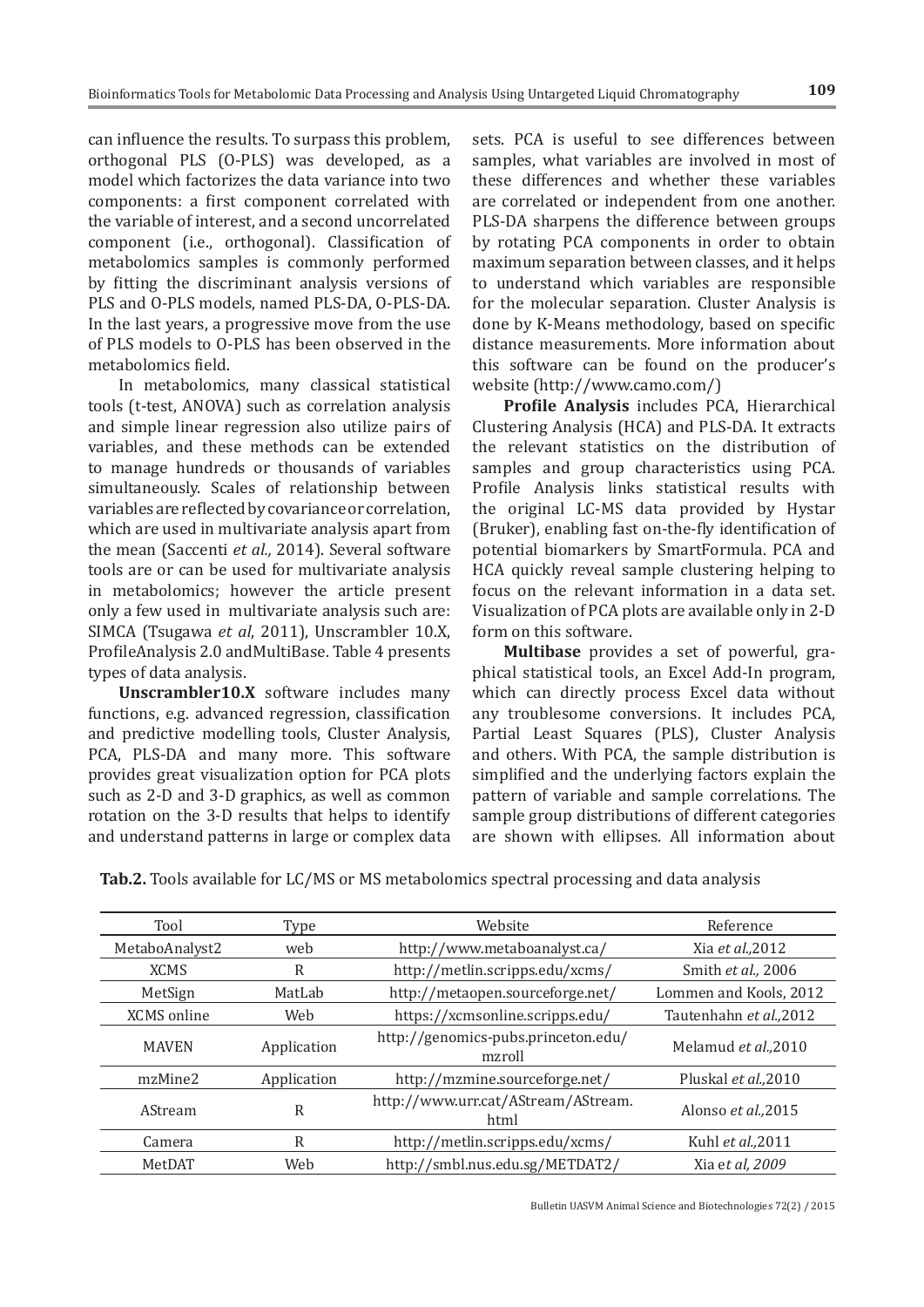can influence the results. To surpass this problem, orthogonal PLS (O-PLS) was developed, as a model which factorizes the data variance into two components: a first component correlated with the variable of interest, and a second uncorrelated component (i.e., orthogonal). Classification of metabolomics samples is commonly performed by fitting the discriminant analysis versions of PLS and O-PLS models, named PLS-DA, O-PLS-DA. In the last years, a progressive move from the use of PLS models to O-PLS has been observed in the metabolomics field.

In metabolomics, many classical statistical tools (t-test, ANOVA) such as correlation analysis and simple linear regression also utilize pairs of variables, and these methods can be extended to manage hundreds or thousands of variables simultaneously. Scales of relationship between variables are reflected by covariance or correlation, which are used in multivariate analysis apart from the mean (Saccenti *et al.,* 2014). Several software tools are or can be used for multivariate analysis in metabolomics; however the article present only a few used in multivariate analysis such are: SIMCA (Tsugawa *et al*, 2011), Unscrambler 10.X, ProfileAnalysis 2.0 andMultiBase. Table 4 presents types of data analysis.

**Unscrambler10.X** software includes many functions, e.g. advanced regression, classification and predictive modelling tools, Cluster Analysis, PCA, PLS-DA and many more. This software provides great visualization option for PCA plots such as 2-D and 3-D graphics, as well as common rotation on the 3-D results that helps to identify and understand patterns in large or complex data sets. PCA is useful to see differences between samples, what variables are involved in most of these differences and whether these variables are correlated or independent from one another. PLS-DA sharpens the difference between groups by rotating PCA components in order to obtain maximum separation between classes, and it helps to understand which variables are responsible for the molecular separation. Cluster Analysis is done by K-Means methodology, based on specific distance measurements. More information about this software can be found on the producer's website (http://www.camo.com/)

**Profile Analysis** includes PCA, Hierarchical Clustering Analysis (HCA) and PLS-DA. It extracts the relevant statistics on the distribution of samples and group characteristics using PCA. Profile Analysis links statistical results with the original LC-MS data provided by Hystar (Bruker), enabling fast on-the-fly identification of potential biomarkers by SmartFormula. PCA and HCA quickly reveal sample clustering helping to focus on the relevant information in a data set. Visualization of PCA plots are available only in 2-D form on this software.

**Multibase** provides a set of powerful, graphical statistical tools, an Excel Add-In program, which can directly process Excel data without any troublesome conversions. It includes PCA, Partial Least Squares (PLS), Cluster Analysis and others. With PCA, the sample distribution is simplified and the underlying factors explain the pattern of variable and sample correlations. The sample group distributions of different categories are shown with ellipses. All information about

**Tab.2.** Tools available for LC/MS or MS metabolomics spectral processing and data analysis

| Tool | Type | Website | Reference |
|---|---|---|---|
| MetaboAnalyst2 | web | http://www.metaboanalyst.ca/ | Xia *et al.,*2012 |
| XCMS | R | http://metlin.scripps.edu/xcms/ | Smith *et al.,* 2006 |
| MetSign | MatLab | http://metaopen.sourceforge.net/ | Lommen and Kools, 2012 |
| XCMS online | Web | https://xcmsonline.scripps.edu/ | Tautenhahn *et al.,*2012 |
| MAVEN | Application | http://genomics-pubs.princeton.edu/mzroll | Melamud *et al.,*2010 |
| mzMine2 | Application | http://mzmine.sourceforge.net/ | Pluskal *et al.,*2010 |
| AStream | R | http://www.urr.cat/AStream/AStream.html | Alonso *et al.,*2015 |
| Camera | R | http://metlin.scripps.edu/xcms/ | Kuhl *et al.,*2011 |
| MetDAT | Web | http://smbl.nus.edu.sg/METDAT2/ | Xia e*t al, 2009* |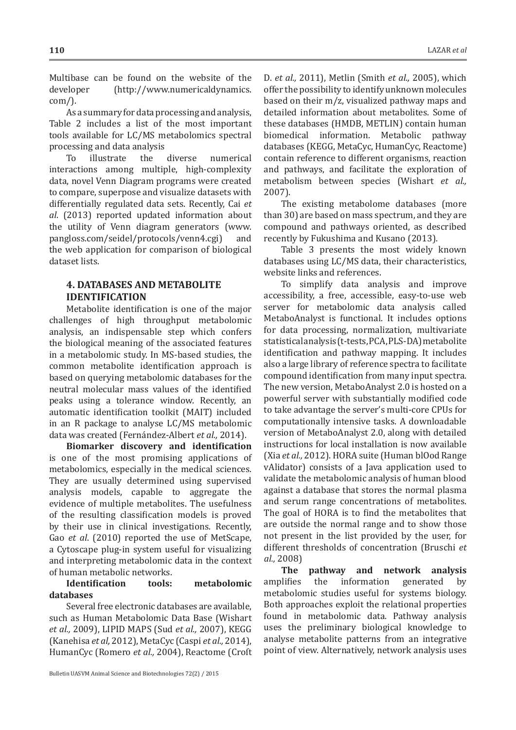Multibase can be found on the website of the developer (http://www.numericaldynamics.com/).

As a summary for data processing and analysis, Table 2 includes a list of the most important tools available for LC/MS metabolomics spectral processing and data analysis

To illustrate the diverse numerical interactions among multiple, high-complexity data, novel Venn Diagram programs were created to compare, superpose and visualize datasets with differentially regulated data sets. Recently, Cai *et al*. (2013) reported updated information about the utility of Venn diagram generators (www.pangloss.com/seidel/protocols/venn4.cgi) and the web application for comparison of biological dataset lists.

## 4. DATABASES AND METABOLITE IDENTIFICATION

Metabolite identification is one of the major challenges of high throughput metabolomic analysis, an indispensable step which confers the biological meaning of the associated features in a metabolomic study. In MS-based studies, the common metabolite identification approach is based on querying metabolomic databases for the neutral molecular mass values of the identified peaks using a tolerance window. Recently, an automatic identification toolkit (MAIT) included in an R package to analyse LC/MS metabolomic data was created (Fernández-Albert *et al.,* 2014).

**Biomarker discovery and identification** is one of the most promising applications of metabolomics, especially in the medical sciences. They are usually determined using supervised analysis models, capable to aggregate the evidence of multiple metabolites. The usefulness of the resulting classification models is proved by their use in clinical investigations. Recently, Gao *et al*. (2010) reported the use of MetScape, a Cytoscape plug-in system useful for visualizing and interpreting metabolomic data in the context of human metabolic networks.

**Identification tools: metabolomic databases**

Several free electronic databases are available, such as Human Metabolomic Data Base (Wishart *et al.,* 2009), LIPID MAPS (Sud *et al.,* 2007), KEGG (Kanehisa *et al,* 2012), MetaCyc (Caspi *et al.,* 2014), HumanCyc (Romero *et al.,* 2004), Reactome (Croft D. *et al.,* 2011), Metlin (Smith *et al.,* 2005), which offer the possibility to identify unknown molecules based on their m/z, visualized pathway maps and detailed information about metabolites. Some of these databases (HMDB, METLIN) contain human biomedical information. Metabolic pathway databases (KEGG, MetaCyc, HumanCyc, Reactome) contain reference to different organisms, reaction and pathways, and facilitate the exploration of metabolism between species (Wishart *et al.,* 2007).

The existing metabolome databases (more than 30) are based on mass spectrum, and they are compound and pathways oriented, as described recently by Fukushima and Kusano (2013).

Table 3 presents the most widely known databases using LC/MS data, their characteristics, website links and references.

To simplify data analysis and improve accessibility, a free, accessible, easy-to-use web server for metabolomic data analysis called MetaboAnalyst is functional. It includes options for data processing, normalization, multivariate statistical analysis (t-tests, PCA, PLS-DA) metabolite identification and pathway mapping. It includes also a large library of reference spectra to facilitate compound identification from many input spectra. The new version, MetaboAnalyst 2.0 is hosted on a powerful server with substantially modified code to take advantage the server's multi-core CPUs for computationally intensive tasks. A downloadable version of MetaboAnalyst 2.0, along with detailed instructions for local installation is now available (Xia *et al.,* 2012). HORA suite (Human blOod Range vAlidator) consists of a Java application used to validate the metabolomic analysis of human blood against a database that stores the normal plasma and serum range concentrations of metabolites. The goal of HORA is to find the metabolites that are outside the normal range and to show those not present in the list provided by the user, for different thresholds of concentration (Bruschi *et al.,* 2008)

**The pathway and network analysis** amplifies the information generated by metabolomic studies useful for systems biology. Both approaches exploit the relational properties found in metabolomic data. Pathway analysis uses the preliminary biological knowledge to analyse metabolite patterns from an integrative point of view. Alternatively, network analysis uses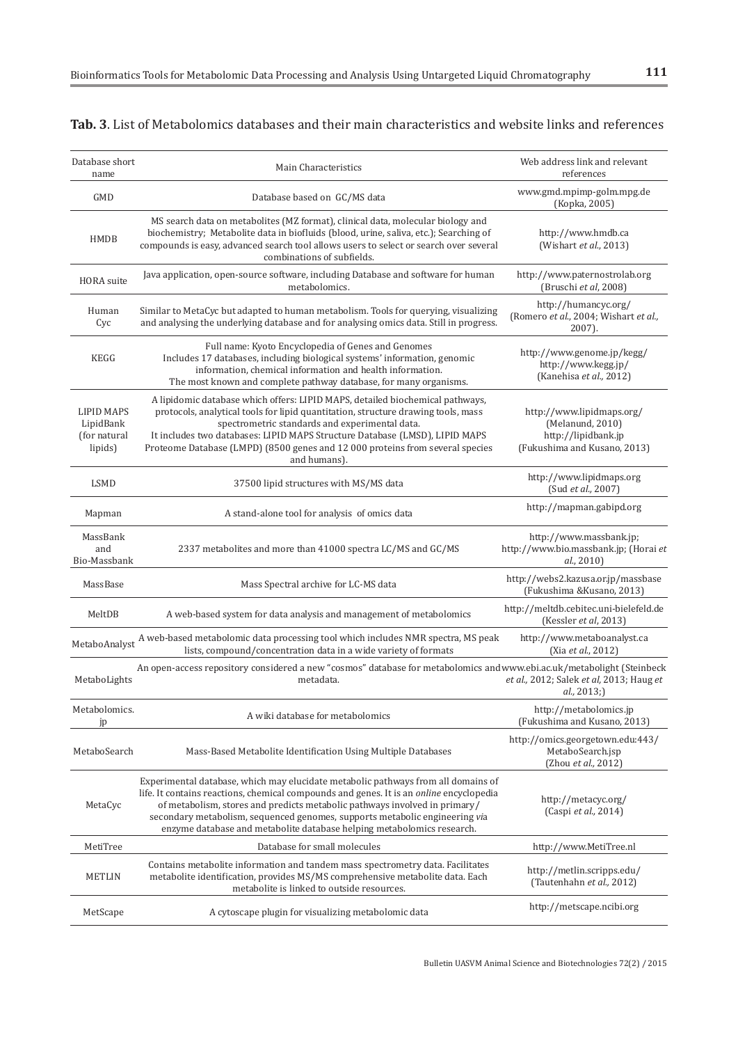**Tab. 3**. List of Metabolomics databases and their main characteristics and website links and references

| Database short name | Main Characteristics | Web address link and relevant references |
|---|---|---|
| GMD | Database based on GC/MS data | www.gmd.mpimp-golm.mpg.de (Kopka, 2005) |
| HMDB | MS search data on metabolites (MZ format), clinical data, molecular biology and biochemistry; Metabolite data in biofluids (blood, urine, saliva, etc.); Searching of compounds is easy, advanced search tool allows users to select or search over several combinations of subfields. | http://www.hmdb.ca (Wishart *et al.*, 2013) |
| HORA suite | Java application, open-source software, including Database and software for human metabolomics. | http://www.paternostrolab.org (Bruschi *et al*, 2008) |
| Human Cyc | Similar to MetaCyc but adapted to human metabolism. Tools for querying, visualizing and analysing the underlying database and for analysing omics data. Still in progress. | http://humancyc.org/ (Romero *et al.*, 2004; Wishart *et al.*, 2007). |
| KEGG | Full name: Kyoto Encyclopedia of Genes and Genomes<br>Includes 17 databases, including biological systems' information, genomic information, chemical information and health information.<br>The most known and complete pathway database, for many organisms. | http://www.genome.jp/kegg/<br>http://www.kegg.jp/<br>(Kanehisa *et al.*, 2012) |
| LIPID MAPS LipidBank (for natural lipids) | A lipidomic database which offers: LIPID MAPS, detailed biochemical pathways, protocols, analytical tools for lipid quantitation, structure drawing tools, mass spectrometric standards and experimental data.<br>It includes two databases: LIPID MAPS Structure Database (LMSD), LIPID MAPS Proteome Database (LMPD) (8500 genes and 12 000 proteins from several species and humans). | http://www.lipidmaps.org/ (Melanund, 2010)<br>http://lipidbank.jp (Fukushima and Kusano, 2013) |
| LSMD | 37500 lipid structures with MS/MS data | http://www.lipidmaps.org (Sud *et al.*, 2007) |
| Mapman | A stand-alone tool for analysis of omics data | http://mapman.gabipd.org |
| MassBank and Bio-Massbank | 2337 metabolites and more than 41000 spectra LC/MS and GC/MS | http://www.massbank.jp; http://www.bio.massbank.jp; (Horai *et al.*, 2010) |
| MassBase | Mass Spectral archive for LC-MS data | http://webs2.kazusa.or.jp/massbase (Fukushima &Kusano, 2013) |
| MeltDB | A web-based system for data analysis and management of metabolomics | http://meltdb.cebitec.uni-bielefeld.de (Kessler *et al*, 2013) |
| MetaboAnalyst | A web-based metabolomic data processing tool which includes NMR spectra, MS peak lists, compound/concentration data in a wide variety of formats | http://www.metaboanalyst.ca (Xia *et al.*, 2012) |
| MetaboLights | An open-access repository considered a new "cosmos" database for metabolomics and metadata. | www.ebi.ac.uk/metabolight (Steinbeck *et al.*, 2012; Salek *et al*, 2013; Haug *et al.*, 2013;) |
| Metabolomics.jp | A wiki database for metabolomics | http://metabolomics.jp (Fukushima and Kusano, 2013) |
| MetaboSearch | Mass-Based Metabolite Identification Using Multiple Databases | http://omics.georgetown.edu:443/MetaboSearch.jsp (Zhou *et al.*, 2012) |
| MetaCyc | Experimental database, which may elucidate metabolic pathways from all domains of life. It contains reactions, chemical compounds and genes. It is an *online* encyclopedia of metabolism, stores and predicts metabolic pathways involved in primary/secondary metabolism, sequenced genomes, supports metabolic engineering *via* enzyme database and metabolite database helping metabolomics research. | http://metacyc.org/ (Caspi *et al.*, 2014) |
| MetiTree | Database for small molecules | http://www.MetiTree.nl |
| METLIN | Contains metabolite information and tandem mass spectrometry data. Facilitates metabolite identification, provides MS/MS comprehensive metabolite data. Each metabolite is linked to outside resources. | http://metlin.scripps.edu/ (Tautenhahn *et al.*, 2012) |
| MetScape | A cytoscape plugin for visualizing metabolomic data | http://metscape.ncibi.org |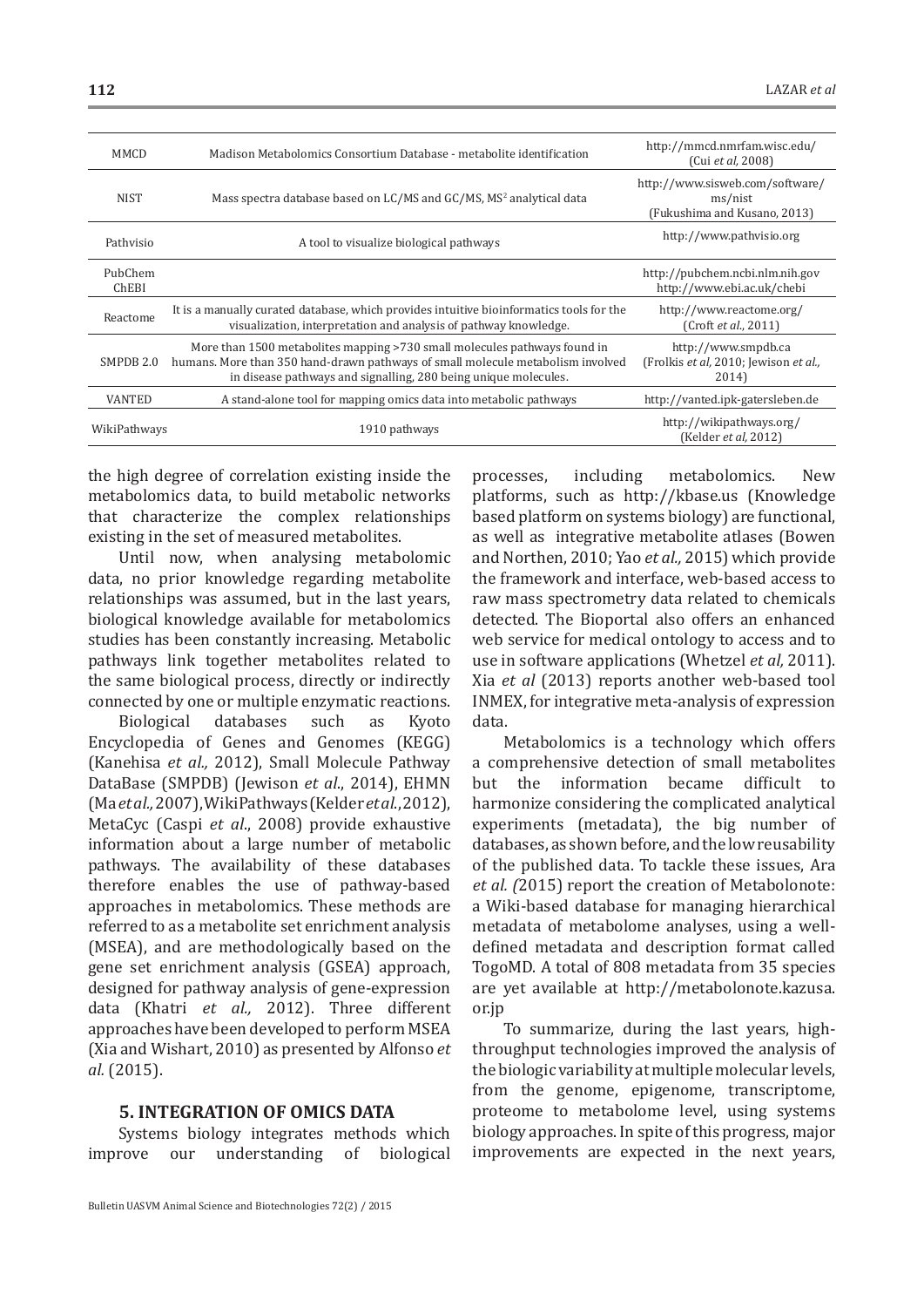| | | |
|---|---|---|
| MMCD | Madison Metabolomics Consortium Database - metabolite identification | http://mmcd.nmrfam.wisc.edu/ (Cui *et al*, 2008) |
| NIST | Mass spectra database based on LC/MS and GC/MS, $MS^2$ analytical data | http://www.sisweb.com/software/ms/nist (Fukushima and Kusano, 2013) |
| Pathvisio | A tool to visualize biological pathways | http://www.pathvisio.org |
| PubChem ChEBI | | http://pubchem.ncbi.nlm.nih.gov http://www.ebi.ac.uk/chebi |
| Reactome | It is a manually curated database, which provides intuitive bioinformatics tools for the visualization, interpretation and analysis of pathway knowledge. | http://www.reactome.org/ (Croft *et al*., 2011) |
| SMPDB 2.0 | More than 1500 metabolites mapping >730 small molecules pathways found in humans. More than 350 hand-drawn pathways of small molecule metabolism involved in disease pathways and signalling, 280 being unique molecules. | http://www.smpdb.ca (Frolkis *et al*, 2010; Jewison *et al*., 2014) |
| VANTED | A stand-alone tool for mapping omics data into metabolic pathways | http://vanted.ipk-gatersleben.de |
| WikiPathways | 1910 pathways | http://wikipathways.org/ (Kelder *et al*, 2012) |

the high degree of correlation existing inside the metabolomics data, to build metabolic networks that characterize the complex relationships existing in the set of measured metabolites.

Until now, when analysing metabolomic data, no prior knowledge regarding metabolite relationships was assumed, but in the last years, biological knowledge available for metabolomics studies has been constantly increasing. Metabolic pathways link together metabolites related to the same biological process, directly or indirectly connected by one or multiple enzymatic reactions.

Biological databases such as Kyoto Encyclopedia of Genes and Genomes (KEGG) (Kanehisa *et al.,* 2012), Small Molecule Pathway DataBase (SMPDB) (Jewison *et al*., 2014), EHMN (Ma *et al.,* 2007), WikiPathways (Kelder *et al*., 2012), MetaCyc (Caspi *et al*., 2008) provide exhaustive information about a large number of metabolic pathways. The availability of these databases therefore enables the use of pathway-based approaches in metabolomics. These methods are referred to as a metabolite set enrichment analysis (MSEA), and are methodologically based on the gene set enrichment analysis (GSEA) approach, designed for pathway analysis of gene-expression data (Khatri *et al.,* 2012). Three different approaches have been developed to perform MSEA (Xia and Wishart, 2010) as presented by Alfonso *et al.* (2015).

## 5. INTEGRATION OF OMICS DATA

Systems biology integrates methods which improve our understanding of biological processes, including metabolomics. New platforms, such as http://kbase.us (Knowledge based platform on systems biology) are functional, as well as integrative metabolite atlases (Bowen and Northen, 2010; Yao *et al.,* 2015) which provide the framework and interface, web-based access to raw mass spectrometry data related to chemicals detected. The Bioportal also offers an enhanced web service for medical ontology to access and to use in software applications (Whetzel *et al,* 2011). Xia *et al* (2013) reports another web-based tool INMEX, for integrative meta-analysis of expression data.

Metabolomics is a technology which offers a comprehensive detection of small metabolites but the information became difficult to harmonize considering the complicated analytical experiments (metadata), the big number of databases, as shown before, and the low reusability of the published data. To tackle these issues, Ara *et al. (*2015) report the creation of Metabolonote: a Wiki-based database for managing hierarchical metadata of metabolome analyses, using a well-defined metadata and description format called TogoMD. A total of 808 metadata from 35 species are yet available at http://metabolonote.kazusa.or.jp

To summarize, during the last years, high-throughput technologies improved the analysis of the biologic variability at multiple molecular levels, from the genome, epigenome, transcriptome, proteome to metabolome level, using systems biology approaches. In spite of this progress, major improvements are expected in the next years,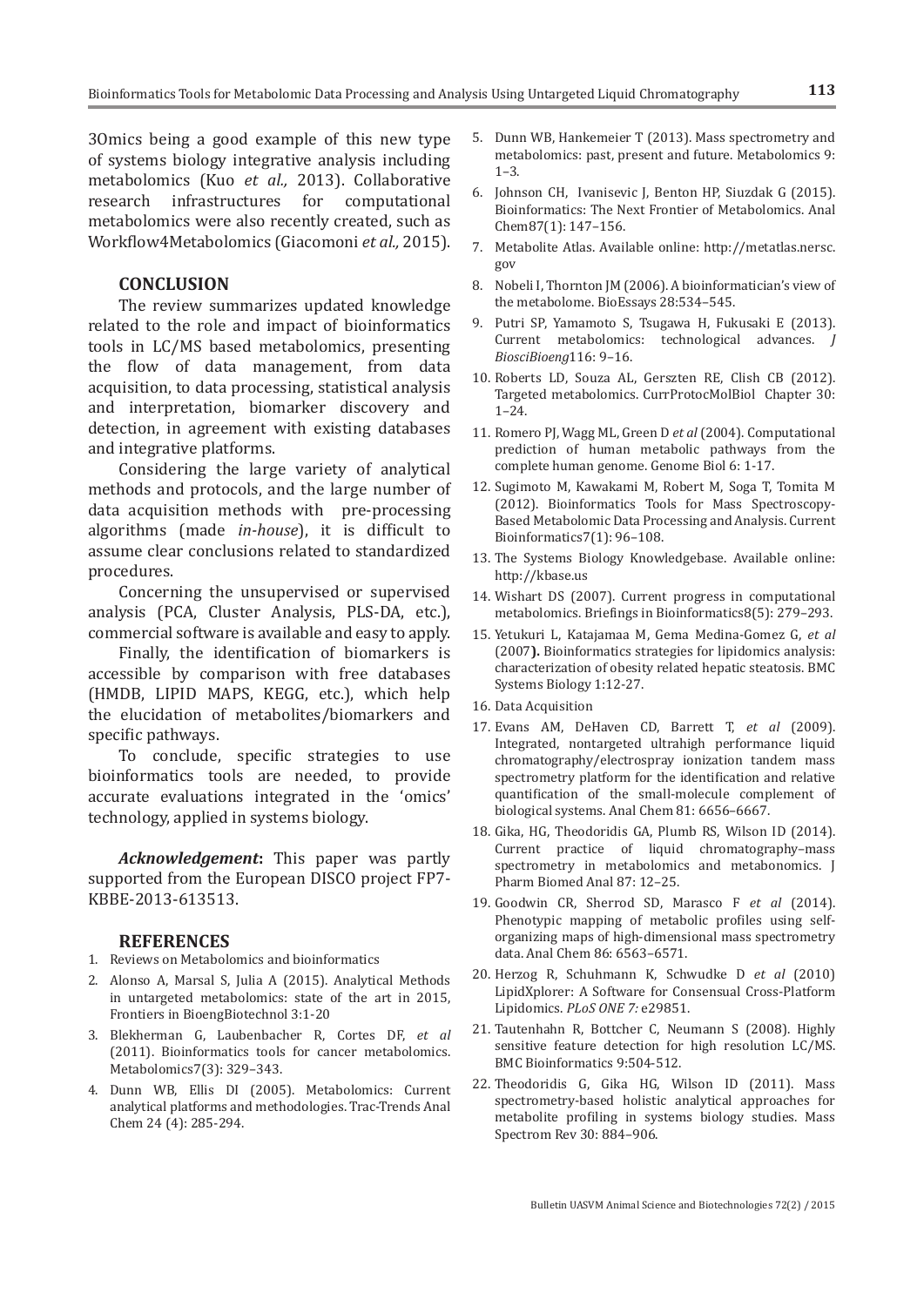3Omics being a good example of this new type of systems biology integrative analysis including metabolomics (Kuo *et al.,* 2013). Collaborative research infrastructures for computational metabolomics were also recently created, such as Workflow4Metabolomics (Giacomoni *et al.,* 2015).

## CONCLUSION

The review summarizes updated knowledge related to the role and impact of bioinformatics tools in LC/MS based metabolomics, presenting the flow of data management, from data acquisition, to data processing, statistical analysis and interpretation, biomarker discovery and detection, in agreement with existing databases and integrative platforms.

Considering the large variety of analytical methods and protocols, and the large number of data acquisition methods with pre-processing algorithms (made *in-house*), it is difficult to assume clear conclusions related to standardized procedures.

Concerning the unsupervised or supervised analysis (PCA, Cluster Analysis, PLS-DA, etc.), commercial software is available and easy to apply.

Finally, the identification of biomarkers is accessible by comparison with free databases (HMDB, LIPID MAPS, KEGG, etc.), which help the elucidation of metabolites/biomarkers and specific pathways.

To conclude, specific strategies to use bioinformatics tools are needed, to provide accurate evaluations integrated in the 'omics' technology, applied in systems biology.

***Acknowledgement*:** This paper was partly supported from the European DISCO project FP7-KBBE-2013-613513.

## REFERENCES

1. Reviews on Metabolomics and bioinformatics
2. Alonso A, Marsal S, Julia A (2015). Analytical Methods in untargeted metabolomics: state of the art in 2015, Frontiers in BioengBiotechnol 3:1-20
3. Blekherman G, Laubenbacher R, Cortes DF, *et al* (2011). Bioinformatics tools for cancer metabolomics. Metabolomics7(3): 329–343.
4. Dunn WB, Ellis DI (2005). Metabolomics: Current analytical platforms and methodologies. Trac-Trends Anal Chem 24 (4): 285-294.
5. Dunn WB, Hankemeier T (2013). Mass spectrometry and metabolomics: past, present and future. Metabolomics 9: 1–3.
6. Johnson CH, Ivanisevic J, Benton HP, Siuzdak G (2015). Bioinformatics: The Next Frontier of Metabolomics. Anal Chem87(1): 147–156.
7. Metabolite Atlas. Available online: http://metatlas.nersc.gov
8. Nobeli I, Thornton JM (2006). A bioinformatician's view of the metabolome. BioEssays 28:534–545.
9. Putri SP, Yamamoto S, Tsugawa H, Fukusaki E (2013). Current metabolomics: technological advances. *J BiosciBioeng*116: 9–16.
10. Roberts LD, Souza AL, Gerszten RE, Clish CB (2012). Targeted metabolomics. CurrProtocMolBiol Chapter 30: 1–24.
11. Romero PJ, Wagg ML, Green D *et al* (2004). Computational prediction of human metabolic pathways from the complete human genome. Genome Biol 6: 1-17.
12. Sugimoto M, Kawakami M, Robert M, Soga T, Tomita M (2012). Bioinformatics Tools for Mass Spectroscopy-Based Metabolomic Data Processing and Analysis. Current Bioinformatics7(1): 96–108.
13. The Systems Biology Knowledgebase. Available online: http://kbase.us
14. Wishart DS (2007). Current progress in computational metabolomics. Briefings in Bioinformatics8(5): 279–293.
15. Yetukuri L, Katajamaa M, Gema Medina-Gomez G, *et al* (2007**).** Bioinformatics strategies for lipidomics analysis: characterization of obesity related hepatic steatosis. BMC Systems Biology 1:12-27.
16. Data Acquisition
17. Evans AM, DeHaven CD, Barrett T, *et al* (2009). Integrated, nontargeted ultrahigh performance liquid chromatography/electrospray ionization tandem mass spectrometry platform for the identification and relative quantification of the small-molecule complement of biological systems. Anal Chem 81: 6656–6667.
18. Gika, HG, Theodoridis GA, Plumb RS, Wilson ID (2014). Current practice of liquid chromatography–mass spectrometry in metabolomics and metabonomics. J Pharm Biomed Anal 87: 12–25.
19. Goodwin CR, Sherrod SD, Marasco F *et al* (2014). Phenotypic mapping of metabolic profiles using self-organizing maps of high-dimensional mass spectrometry data. Anal Chem 86: 6563–6571.
20. Herzog R, Schuhmann K, Schwudke D *et al* (2010) LipidXplorer: A Software for Consensual Cross-Platform Lipidomics. *PLoS ONE 7:* e29851.
21. Tautenhahn R, Bottcher C, Neumann S (2008). Highly sensitive feature detection for high resolution LC/MS. BMC Bioinformatics 9:504-512.
22. Theodoridis G, Gika HG, Wilson ID (2011). Mass spectrometry-based holistic analytical approaches for metabolite profiling in systems biology studies. Mass Spectrom Rev 30: 884–906.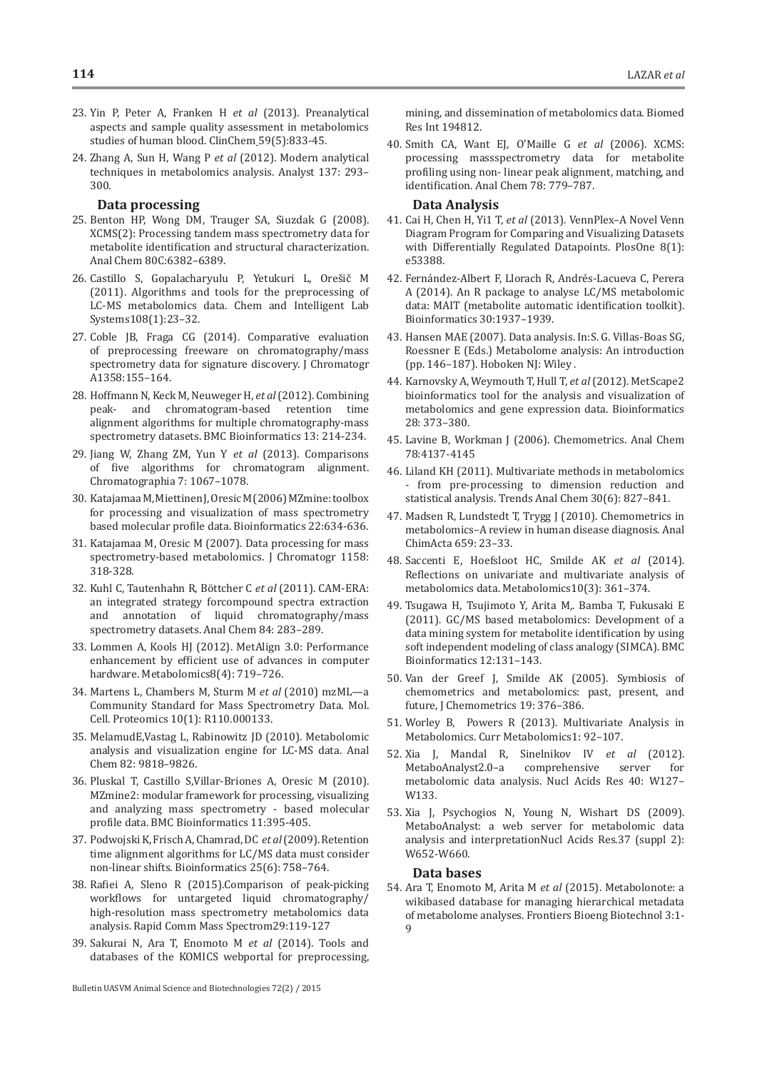23. Yin P, Peter A, Franken H *et al* (2013). Preanalytical aspects and sample quality assessment in metabolomics studies of human blood. ClinChem 59(5):833-45.

24. Zhang A, Sun H, Wang P *et al* (2012). Modern analytical techniques in metabolomics analysis. Analyst 137: 293–300.

### Data processing

25. Benton HP, Wong DM, Trauger SA, Siuzdak G (2008). XCMS(2): Processing tandem mass spectrometry data for metabolite identification and structural characterization. Anal Chem 80C:6382–6389.

26. Castillo S, Gopalacharyulu P, Yetukuri L, Orešič M (2011). Algorithms and tools for the preprocessing of LC-MS metabolomics data. Chem and Intelligent Lab Systems108(1):23–32.

27. Coble JB, Fraga CG (2014). Comparative evaluation of preprocessing freeware on chromatography/mass spectrometry data for signature discovery. J Chromatogr A1358:155–164.

28. Hoffmann N, Keck M, Neuweger H, *et al* (2012). Combining peak- and chromatogram-based retention time alignment algorithms for multiple chromatography-mass spectrometry datasets. BMC Bioinformatics 13: 214-234.

29. Jiang W, Zhang ZM, Yun Y *et al* (2013). Comparisons of five algorithms for chromatogram alignment. Chromatographia 7: 1067–1078.

30. Katajamaa M, Miettinen J, Oresic M (2006) MZmine: toolbox for processing and visualization of mass spectrometry based molecular profile data. Bioinformatics 22:634-636.

31. Katajamaa M, Oresic M (2007). Data processing for mass spectrometry-based metabolomics. J Chromatogr 1158: 318-328.

32. Kuhl C, Tautenhahn R, Böttcher C *et al* (2011). CAM-ERA: an integrated strategy forcompound spectra extraction and annotation of liquid chromatography/mass spectrometry datasets. Anal Chem 84: 283–289.

33. Lommen A, Kools HJ (2012). MetAlign 3.0: Performance enhancement by efficient use of advances in computer hardware. Metabolomics8(4): 719–726.

34. Martens L, Chambers M, Sturm M *et al* (2010) mzML—a Community Standard for Mass Spectrometry Data. Mol. Cell. Proteomics 10(1): R110.000133.

35. MelamudE,Vastag L, Rabinowitz JD (2010). Metabolomic analysis and visualization engine for LC-MS data. Anal Chem 82: 9818–9826.

36. Pluskal T, Castillo S,Villar-Briones A, Oresic M (2010). MZmine2: modular framework for processing, visualizing and analyzing mass spectrometry - based molecular profile data. BMC Bioinformatics 11:395-405.

37. Podwojski K, Frisch A, Chamrad, DC *et al* (2009). Retention time alignment algorithms for LC/MS data must consider non-linear shifts. Bioinformatics 25(6): 758–764.

38. Rafiei A, Sleno R (2015).Comparison of peak-picking workflows for untargeted liquid chromatography/high-resolution mass spectrometry metabolomics data analysis. Rapid Comm Mass Spectrom29:119-127

39. Sakurai N, Ara T, Enomoto M *et al* (2014). Tools and databases of the KOMICS webportal for preprocessing, mining, and dissemination of metabolomics data. Biomed Res Int 194812.

40. Smith CA, Want EJ, O'Maille G *et al* (2006). XCMS: processing massspectrometry data for metabolite profiling using non- linear peak alignment, matching, and identification. Anal Chem 78: 779–787.

### Data Analysis

41. Cai H, Chen H, Yi1 T, *et al* (2013). VennPlex–A Novel Venn Diagram Program for Comparing and Visualizing Datasets with Differentially Regulated Datapoints. PlosOne 8(1): e53388.

42. Fernández-Albert F, Llorach R, Andrés-Lacueva C, Perera A (2014). An R package to analyse LC/MS metabolomic data: MAIT (metabolite automatic identification toolkit). Bioinformatics 30:1937–1939.

43. Hansen MAE (2007). Data analysis. In:S. G. Villas-Boas SG, Roessner E (Eds.) Metabolome analysis: An introduction (pp. 146–187). Hoboken NJ: Wiley .

44. Karnovsky A, Weymouth T, Hull T, *et al* (2012). MetScape2 bioinformatics tool for the analysis and visualization of metabolomics and gene expression data. Bioinformatics 28: 373–380.

45. Lavine B, Workman J (2006). Chemometrics. Anal Chem 78:4137-4145

46. Liland KH (2011). Multivariate methods in metabolomics - from pre-processing to dimension reduction and statistical analysis. Trends Anal Chem 30(6): 827–841.

47. Madsen R, Lundstedt T, Trygg J (2010). Chemometrics in metabolomics–A review in human disease diagnosis. Anal ChimActa 659: 23–33.

48. Saccenti E, Hoefsloot HC, Smilde AK *et al* (2014). Reflections on univariate and multivariate analysis of metabolomics data. Metabolomics10(3): 361–374.

49. Tsugawa H, Tsujimoto Y, Arita M,. Bamba T, Fukusaki E (2011). GC/MS based metabolomics: Development of a data mining system for metabolite identification by using soft independent modeling of class analogy (SIMCA). BMC Bioinformatics 12:131–143.

50. Van der Greef J, Smilde AK (2005). Symbiosis of chemometrics and metabolomics: past, present, and future, J Chemometrics 19: 376–386.

51. Worley B, Powers R (2013). Multivariate Analysis in Metabolomics. Curr Metabolomics1: 92–107.

52. Xia J, Mandal R, Sinelnikov IV *et al* (2012). MetaboAnalyst2.0–a comprehensive server for metabolomic data analysis. Nucl Acids Res 40: W127–W133.

53. Xia J, Psychogios N, Young N, Wishart DS (2009). MetaboAnalyst: a web server for metabolomic data analysis and interpretationNucl Acids Res.37 (suppl 2): W652-W660.

### Data bases

54. Ara T, Enomoto M, Arita M *et al* (2015). Metabolonote: a wikibased database for managing hierarchical metadata of metabolome analyses. Frontiers Bioeng Biotechnol 3:1-9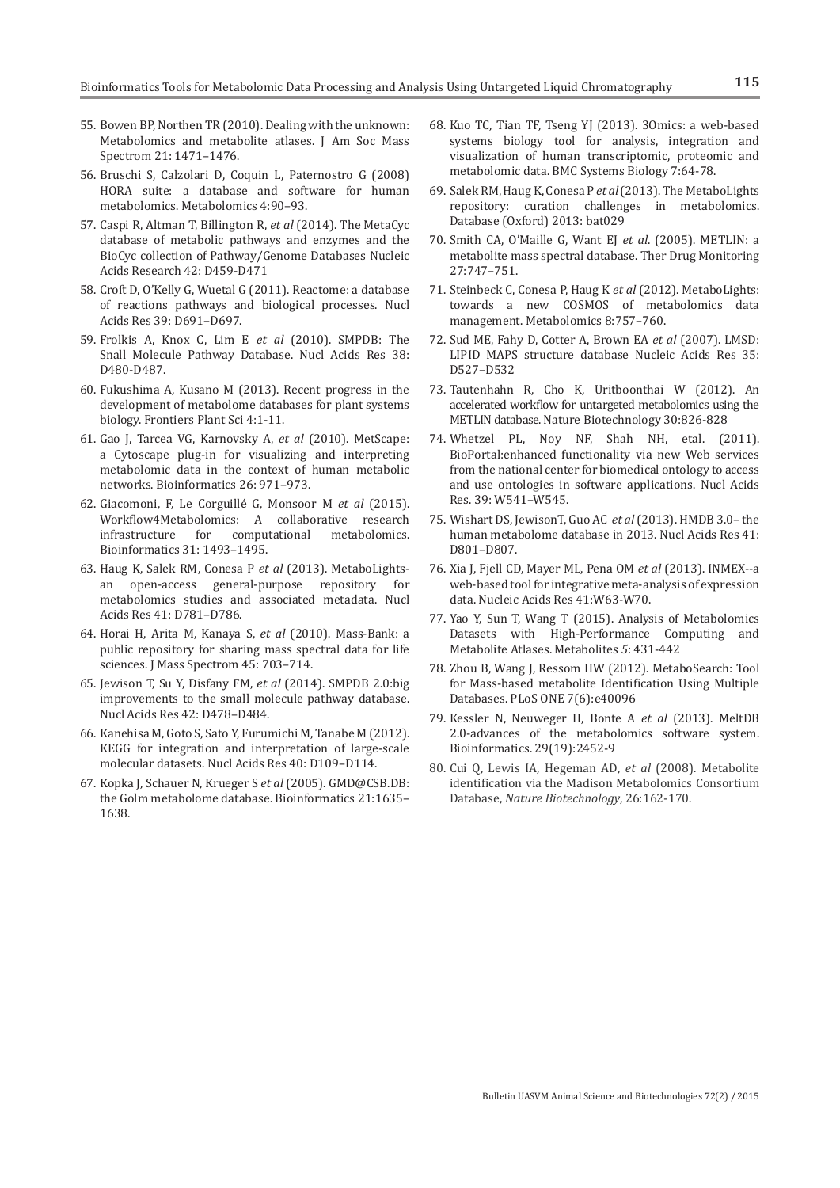55. Bowen BP, Northen TR (2010). Dealing with the unknown: Metabolomics and metabolite atlases. J Am Soc Mass Spectrom 21: 1471–1476.
56. Bruschi S, Calzolari D, Coquin L, Paternostro G (2008) HORA suite: a database and software for human metabolomics. Metabolomics 4:90–93.
57. Caspi R, Altman T, Billington R, *et al* (2014). The MetaCyc database of metabolic pathways and enzymes and the BioCyc collection of Pathway/Genome Databases Nucleic Acids Research 42: D459-D471
58. Croft D, O'Kelly G, Wuetal G (2011). Reactome: a database of reactions pathways and biological processes. Nucl Acids Res 39: D691–D697.
59. Frolkis A, Knox C, Lim E *et al* (2010). SMPDB: The Snall Molecule Pathway Database. Nucl Acids Res 38: D480-D487.
60. Fukushima A, Kusano M (2013). Recent progress in the development of metabolome databases for plant systems biology. Frontiers Plant Sci 4:1-11.
61. Gao J, Tarcea VG, Karnovsky A, *et al* (2010). MetScape: a Cytoscape plug-in for visualizing and interpreting metabolomic data in the context of human metabolic networks. Bioinformatics 26: 971–973.
62. Giacomoni, F, Le Corguillé G, Monsoor M *et al* (2015). Workflow4Metabolomics: A collaborative research infrastructure for computational metabolomics. Bioinformatics 31: 1493–1495.
63. Haug K, Salek RM, Conesa P *et al* (2013). MetaboLights-an open-access general-purpose repository for metabolomics studies and associated metadata. Nucl Acids Res 41: D781–D786.
64. Horai H, Arita M, Kanaya S, *et al* (2010). Mass-Bank: a public repository for sharing mass spectral data for life sciences. J Mass Spectrom 45: 703–714.
65. Jewison T, Su Y, Disfany FM, *et al* (2014). SMPDB 2.0:big improvements to the small molecule pathway database. Nucl Acids Res 42: D478–D484.
66. Kanehisa M, Goto S, Sato Y, Furumichi M, Tanabe M (2012). KEGG for integration and interpretation of large-scale molecular datasets. Nucl Acids Res 40: D109–D114.
67. Kopka J, Schauer N, Krueger S *et al* (2005). GMD@CSB.DB: the Golm metabolome database. Bioinformatics 21:1635–1638.
68. Kuo TC, Tian TF, Tseng YJ (2013). 3Omics: a web-based systems biology tool for analysis, integration and visualization of human transcriptomic, proteomic and metabolomic data. BMC Systems Biology 7:64-78.
69. Salek RM, Haug K, Conesa P *et al* (2013). The MetaboLights repository: curation challenges in metabolomics. Database (Oxford) 2013: bat029
70. Smith CA, O'Maille G, Want EJ *et al*. (2005). METLIN: a metabolite mass spectral database. Ther Drug Monitoring 27:747–751.
71. Steinbeck C, Conesa P, Haug K *et al* (2012). MetaboLights: towards a new COSMOS of metabolomics data management. Metabolomics 8:757–760.
72. Sud ME, Fahy D, Cotter A, Brown EA *et al* (2007). LMSD: LIPID MAPS structure database Nucleic Acids Res 35: D527–D532
73. Tautenhahn R, Cho K, Uritboonthai W (2012). An accelerated workflow for untargeted metabolomics using the METLIN database. Nature Biotechnology 30:826-828
74. Whetzel PL, Noy NF, Shah NH, etal. (2011). BioPortal:enhanced functionality via new Web services from the national center for biomedical ontology to access and use ontologies in software applications. Nucl Acids Res. 39: W541–W545.
75. Wishart DS, JewisonT, Guo AC *et al* (2013). HMDB 3.0– the human metabolome database in 2013. Nucl Acids Res 41: D801–D807.
76. Xia J, Fjell CD, Mayer ML, Pena OM *et al* (2013). INMEX--a web-based tool for integrative meta-analysis of expression data. Nucleic Acids Res 41:W63-W70.
77. Yao Y, Sun T, Wang T (2015). Analysis of Metabolomics Datasets with High-Performance Computing and Metabolite Atlases. Metabolites *5*: 431-442
78. Zhou B, Wang J, Ressom HW (2012). MetaboSearch: Tool for Mass-based metabolite Identification Using Multiple Databases. PLoS ONE 7(6):e40096
79. Kessler N, Neuweger H, Bonte A *et al* (2013). MeltDB 2.0-advances of the metabolomics software system. Bioinformatics. 29(19):2452-9
80. Cui Q, Lewis IA, Hegeman AD, *et al* (2008). Metabolite identification via the Madison Metabolomics Consortium Database, *Nature Biotechnology*, 26:162-170.